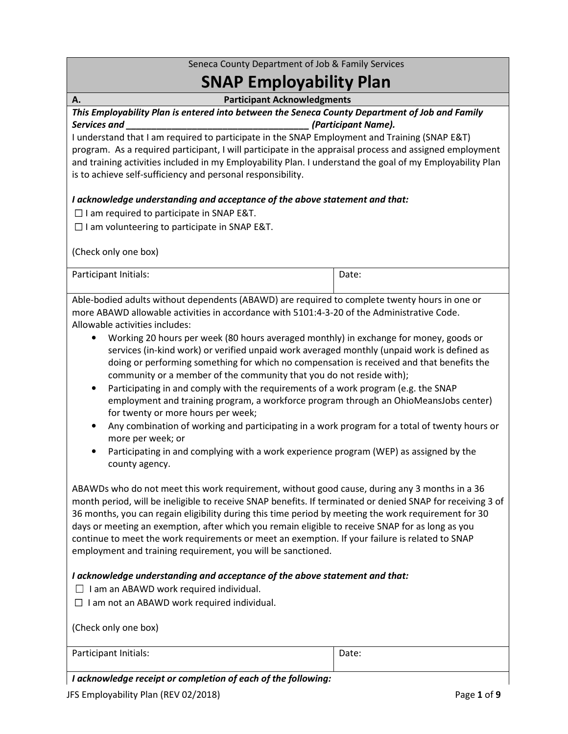Seneca County Department of Job & Family Services

# SNAP Employability Plan

## A. Participant Acknowledgments

***This Employability Plan is entered into between the Seneca County Department of Job and Family Services and \_\_\_\_\_\_\_\_\_\_\_\_\_\_\_\_\_\_\_\_\_\_\_\_\_\_\_\_\_\_\_\_\_\_\_\_ (Participant Name).***

I understand that I am required to participate in the SNAP Employment and Training (SNAP E&T) program. As a required participant, I will participate in the appraisal process and assigned employment and training activities included in my Employability Plan. I understand the goal of my Employability Plan is to achieve self-sufficiency and personal responsibility.

***I acknowledge understanding and acceptance of the above statement and that:***

☐ I am required to participate in SNAP E&T.
☐ I am volunteering to participate in SNAP E&T.

(Check only one box)

| Participant Initials: | Date: |
|---|---|

Able-bodied adults without dependents (ABAWD) are required to complete twenty hours in one or more ABAWD allowable activities in accordance with 5101:4-3-20 of the Administrative Code. Allowable activities includes:

- Working 20 hours per week (80 hours averaged monthly) in exchange for money, goods or services (in-kind work) or verified unpaid work averaged monthly (unpaid work is defined as doing or performing something for which no compensation is received and that benefits the community or a member of the community that you do not reside with);
- Participating in and comply with the requirements of a work program (e.g. the SNAP employment and training program, a workforce program through an OhioMeansJobs center) for twenty or more hours per week;
- Any combination of working and participating in a work program for a total of twenty hours or more per week; or
- Participating in and complying with a work experience program (WEP) as assigned by the county agency.

ABAWDs who do not meet this work requirement, without good cause, during any 3 months in a 36 month period, will be ineligible to receive SNAP benefits. If terminated or denied SNAP for receiving 3 of 36 months, you can regain eligibility during this time period by meeting the work requirement for 30 days or meeting an exemption, after which you remain eligible to receive SNAP for as long as you continue to meet the work requirements or meet an exemption. If your failure is related to SNAP employment and training requirement, you will be sanctioned.

***I acknowledge understanding and acceptance of the above statement and that:***

☐ I am an ABAWD work required individual.
☐ I am not an ABAWD work required individual.

(Check only one box)

| Participant Initials: | Date: |
|---|---|

***I acknowledge receipt or completion of each of the following:***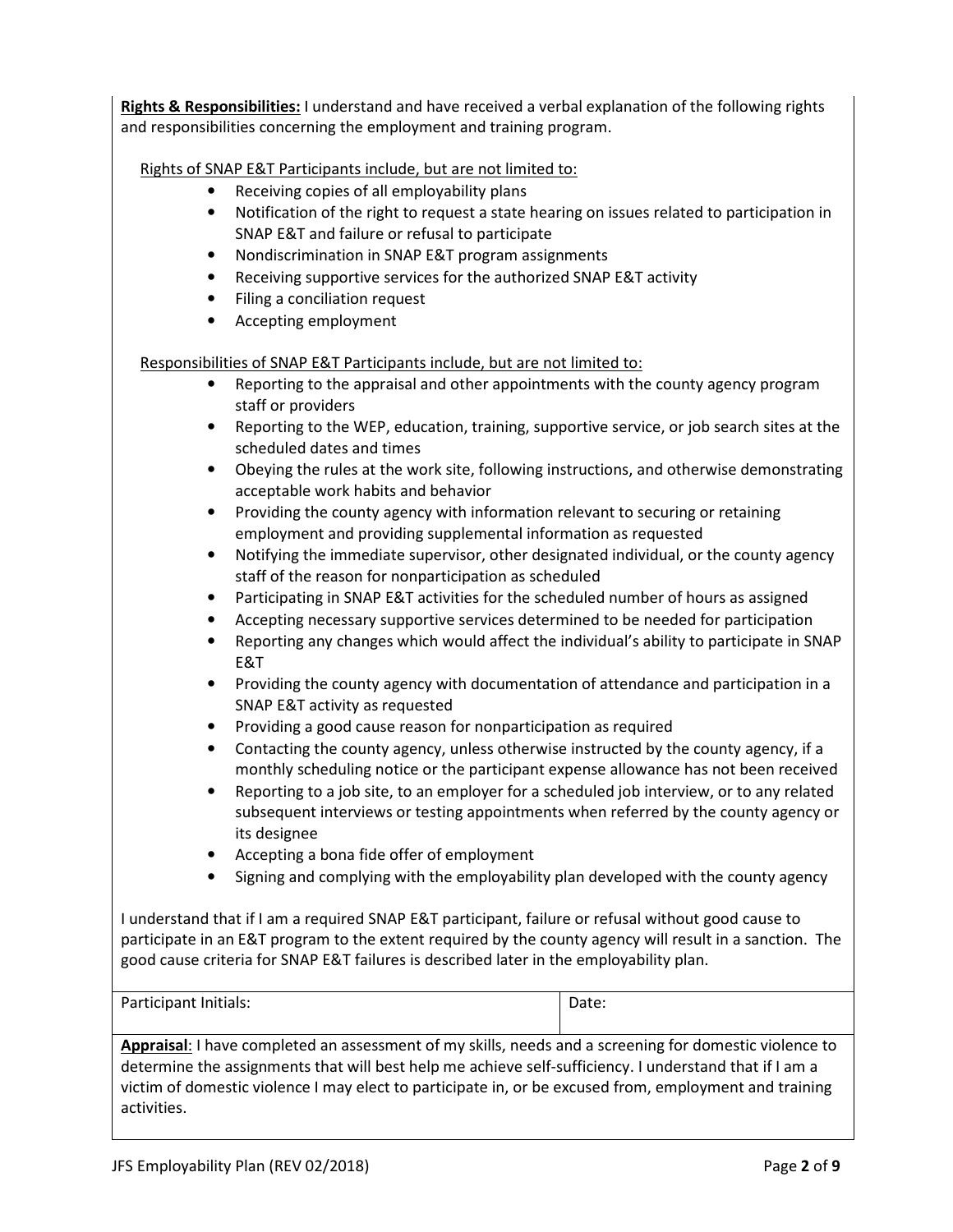**Rights & Responsibilities:** I understand and have received a verbal explanation of the following rights and responsibilities concerning the employment and training program.

Rights of SNAP E&T Participants include, but are not limited to:

- Receiving copies of all employability plans
- Notification of the right to request a state hearing on issues related to participation in SNAP E&T and failure or refusal to participate
- Nondiscrimination in SNAP E&T program assignments
- Receiving supportive services for the authorized SNAP E&T activity
- Filing a conciliation request
- Accepting employment

Responsibilities of SNAP E&T Participants include, but are not limited to:

- Reporting to the appraisal and other appointments with the county agency program staff or providers
- Reporting to the WEP, education, training, supportive service, or job search sites at the scheduled dates and times
- Obeying the rules at the work site, following instructions, and otherwise demonstrating acceptable work habits and behavior
- Providing the county agency with information relevant to securing or retaining employment and providing supplemental information as requested
- Notifying the immediate supervisor, other designated individual, or the county agency staff of the reason for nonparticipation as scheduled
- Participating in SNAP E&T activities for the scheduled number of hours as assigned
- Accepting necessary supportive services determined to be needed for participation
- Reporting any changes which would affect the individual's ability to participate in SNAP E&T
- Providing the county agency with documentation of attendance and participation in a SNAP E&T activity as requested
- Providing a good cause reason for nonparticipation as required
- Contacting the county agency, unless otherwise instructed by the county agency, if a monthly scheduling notice or the participant expense allowance has not been received
- Reporting to a job site, to an employer for a scheduled job interview, or to any related subsequent interviews or testing appointments when referred by the county agency or its designee
- Accepting a bona fide offer of employment
- Signing and complying with the employability plan developed with the county agency

I understand that if I am a required SNAP E&T participant, failure or refusal without good cause to participate in an E&T program to the extent required by the county agency will result in a sanction. The good cause criteria for SNAP E&T failures is described later in the employability plan.

| Participant Initials: | Date: |
|---|---|

**Appraisal**: I have completed an assessment of my skills, needs and a screening for domestic violence to determine the assignments that will best help me achieve self-sufficiency. I understand that if I am a victim of domestic violence I may elect to participate in, or be excused from, employment and training activities.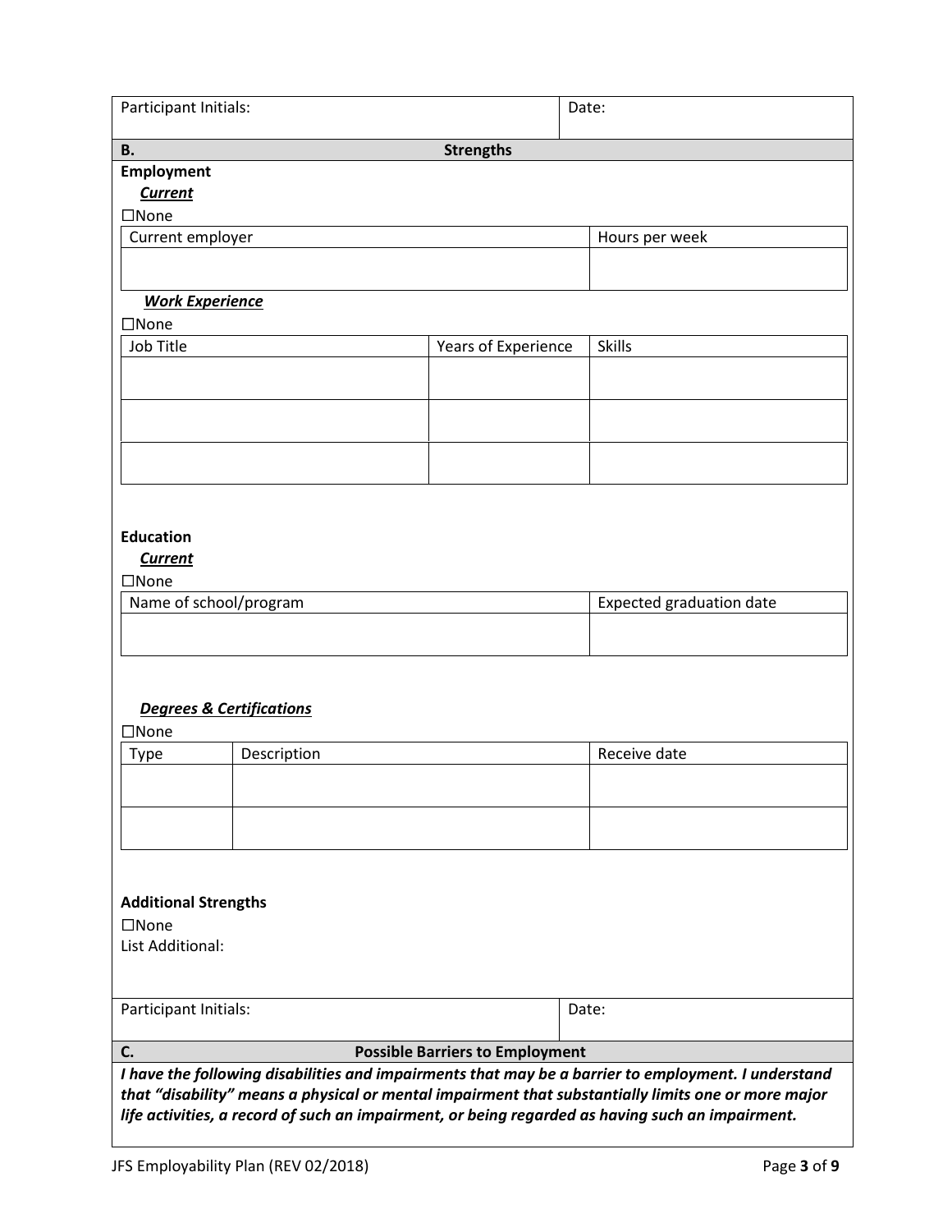| Participant Initials: | Date: |
| --- | --- |

## B. Strengths

**Employment**

***Current***

☐None

| Current employer | Hours per week |
| --- | --- |
| | |

***Work Experience***

☐None

| Job Title | Years of Experience | Skills |
| --- | --- | --- |
| | | |
| | | |
| | | |

**Education**

***Current***

☐None

| Name of school/program | Expected graduation date |
| --- | --- |
| | |

***Degrees & Certifications***

☐None

| Type | Description | Receive date |
| --- | --- | --- |
| | | |
| | | |

**Additional Strengths**

☐None

List Additional:

| Participant Initials: | Date: |
| --- | --- |

## C. Possible Barriers to Employment

***I have the following disabilities and impairments that may be a barrier to employment. I understand that "disability" means a physical or mental impairment that substantially limits one or more major life activities, a record of such an impairment, or being regarded as having such an impairment.***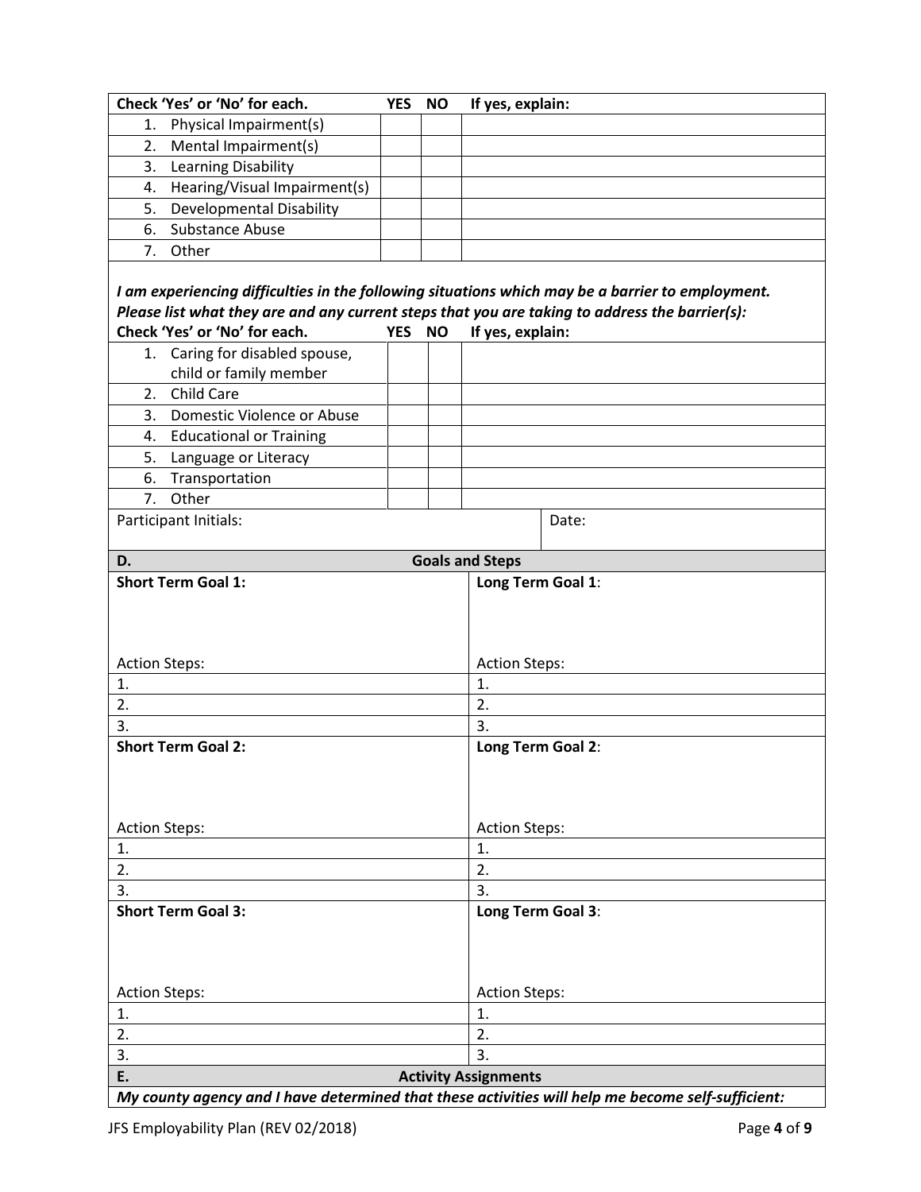| Check 'Yes' or 'No' for each. | YES | NO | If yes, explain: |
|---|---|---|---|
| 1. Physical Impairment(s) | | | |
| 2. Mental Impairment(s) | | | |
| 3. Learning Disability | | | |
| 4. Hearing/Visual Impairment(s) | | | |
| 5. Developmental Disability | | | |
| 6. Substance Abuse | | | |
| 7. Other | | | |

***I am experiencing difficulties in the following situations which may be a barrier to employment. Please list what they are and any current steps that you are taking to address the barrier(s):***

| Check 'Yes' or 'No' for each. | YES | NO | If yes, explain: |
|---|---|---|---|
| 1. Caring for disabled spouse, child or family member | | | |
| 2. Child Care | | | |
| 3. Domestic Violence or Abuse | | | |
| 4. Educational or Training | | | |
| 5. Language or Literacy | | | |
| 6. Transportation | | | |
| 7. Other | | | |

| Participant Initials: | Date: |
|---|---|

## D. Goals and Steps

| **Short Term Goal 1:** | **Long Term Goal 1**: |
|---|---|
| Action Steps: | Action Steps: |
| 1. | 1. |
| 2. | 2. |
| 3. | 3. |
| **Short Term Goal 2:** | **Long Term Goal 2**: |
| Action Steps: | Action Steps: |
| 1. | 1. |
| 2. | 2. |
| 3. | 3. |
| **Short Term Goal 3:** | **Long Term Goal 3**: |
| Action Steps: | Action Steps: |
| 1. | 1. |
| 2. | 2. |
| 3. | 3. |

## E. Activity Assignments

***My county agency and I have determined that these activities will help me become self-sufficient:***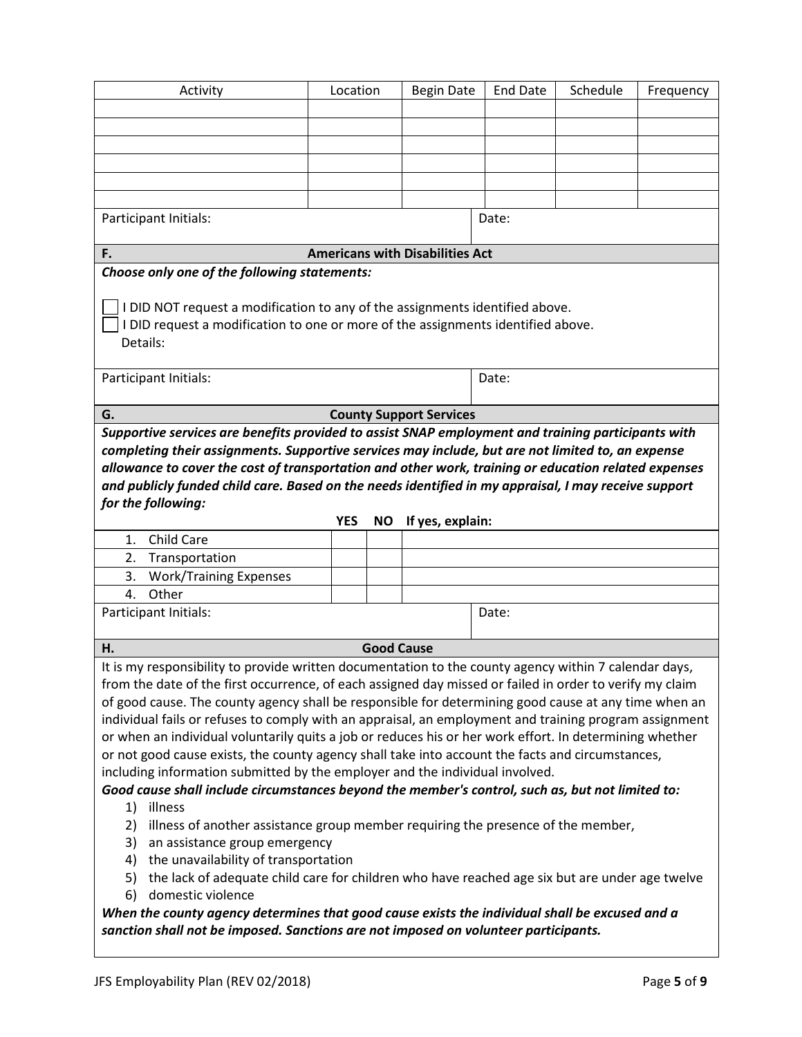| Activity | Location | Begin Date | End Date | Schedule | Frequency |
|---|---|---|---|---|---|
| | | | | | |
| | | | | | |
| | | | | | |
| | | | | | |
| | | | | | |
| | | | | | |

Participant Initials: Date:

## F. Americans with Disabilities Act

***Choose only one of the following statements:***

☐ I DID NOT request a modification to any of the assignments identified above.
☐ I DID request a modification to one or more of the assignments identified above.
Details:

Participant Initials: Date:

## G. County Support Services

***Supportive services are benefits provided to assist SNAP employment and training participants with completing their assignments. Supportive services may include, but are not limited to, an expense allowance to cover the cost of transportation and other work, training or education related expenses and publicly funded child care. Based on the needs identified in my appraisal, I may receive support for the following:***

| | YES | NO | If yes, explain: |
|---|---|---|---|
| 1. Child Care | | | |
| 2. Transportation | | | |
| 3. Work/Training Expenses | | | |
| 4. Other | | | |

Participant Initials: Date:

## H. Good Cause

It is my responsibility to provide written documentation to the county agency within 7 calendar days, from the date of the first occurrence, of each assigned day missed or failed in order to verify my claim of good cause. The county agency shall be responsible for determining good cause at any time when an individual fails or refuses to comply with an appraisal, an employment and training program assignment or when an individual voluntarily quits a job or reduces his or her work effort. In determining whether or not good cause exists, the county agency shall take into account the facts and circumstances, including information submitted by the employer and the individual involved.

***Good cause shall include circumstances beyond the member's control, such as, but not limited to:***

1) illness
2) illness of another assistance group member requiring the presence of the member,
3) an assistance group emergency
4) the unavailability of transportation
5) the lack of adequate child care for children who have reached age six but are under age twelve
6) domestic violence

***When the county agency determines that good cause exists the individual shall be excused and a sanction shall not be imposed. Sanctions are not imposed on volunteer participants.***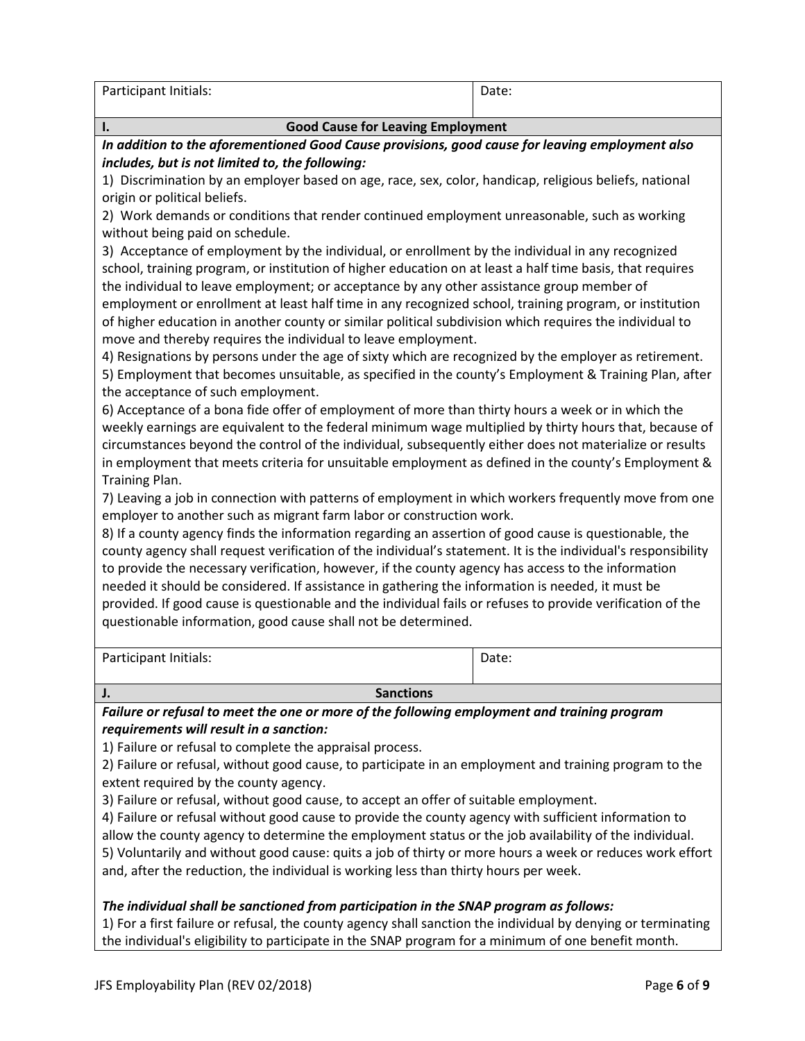| Participant Initials: | Date: |
|---|---|

## I. Good Cause for Leaving Employment

***In addition to the aforementioned Good Cause provisions, good cause for leaving employment also includes, but is not limited to, the following:***

1) Discrimination by an employer based on age, race, sex, color, handicap, religious beliefs, national origin or political beliefs.
2) Work demands or conditions that render continued employment unreasonable, such as working without being paid on schedule.
3) Acceptance of employment by the individual, or enrollment by the individual in any recognized school, training program, or institution of higher education on at least a half time basis, that requires the individual to leave employment; or acceptance by any other assistance group member of employment or enrollment at least half time in any recognized school, training program, or institution of higher education in another county or similar political subdivision which requires the individual to move and thereby requires the individual to leave employment.
4) Resignations by persons under the age of sixty which are recognized by the employer as retirement.
5) Employment that becomes unsuitable, as specified in the county's Employment & Training Plan, after the acceptance of such employment.
6) Acceptance of a bona fide offer of employment of more than thirty hours a week or in which the weekly earnings are equivalent to the federal minimum wage multiplied by thirty hours that, because of circumstances beyond the control of the individual, subsequently either does not materialize or results in employment that meets criteria for unsuitable employment as defined in the county's Employment & Training Plan.
7) Leaving a job in connection with patterns of employment in which workers frequently move from one employer to another such as migrant farm labor or construction work.
8) If a county agency finds the information regarding an assertion of good cause is questionable, the county agency shall request verification of the individual's statement. It is the individual's responsibility to provide the necessary verification, however, if the county agency has access to the information needed it should be considered. If assistance in gathering the information is needed, it must be provided. If good cause is questionable and the individual fails or refuses to provide verification of the questionable information, good cause shall not be determined.

| Participant Initials: | Date: |
|---|---|

## J. Sanctions

***Failure or refusal to meet the one or more of the following employment and training program requirements will result in a sanction:***

1) Failure or refusal to complete the appraisal process.
2) Failure or refusal, without good cause, to participate in an employment and training program to the extent required by the county agency.
3) Failure or refusal, without good cause, to accept an offer of suitable employment.
4) Failure or refusal without good cause to provide the county agency with sufficient information to allow the county agency to determine the employment status or the job availability of the individual.
5) Voluntarily and without good cause: quits a job of thirty or more hours a week or reduces work effort and, after the reduction, the individual is working less than thirty hours per week.

***The individual shall be sanctioned from participation in the SNAP program as follows:***

1) For a first failure or refusal, the county agency shall sanction the individual by denying or terminating the individual's eligibility to participate in the SNAP program for a minimum of one benefit month.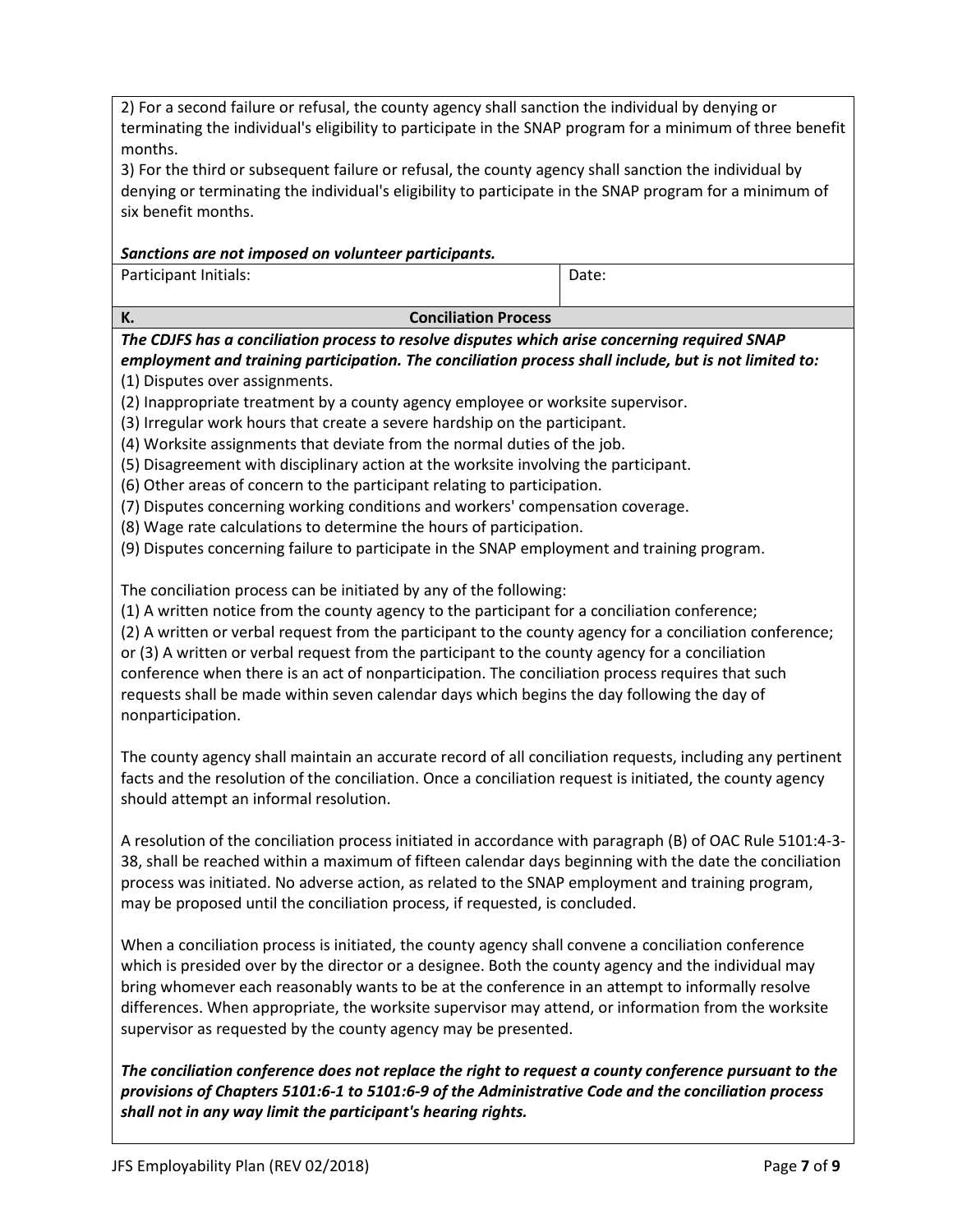2) For a second failure or refusal, the county agency shall sanction the individual by denying or terminating the individual's eligibility to participate in the SNAP program for a minimum of three benefit months.
3) For the third or subsequent failure or refusal, the county agency shall sanction the individual by denying or terminating the individual's eligibility to participate in the SNAP program for a minimum of six benefit months.

***Sanctions are not imposed on volunteer participants.***

| Participant Initials: | Date: |
| --- | --- |

## K. Conciliation Process

***The CDJFS has a conciliation process to resolve disputes which arise concerning required SNAP employment and training participation. The conciliation process shall include, but is not limited to:***

(1) Disputes over assignments.
(2) Inappropriate treatment by a county agency employee or worksite supervisor.
(3) Irregular work hours that create a severe hardship on the participant.
(4) Worksite assignments that deviate from the normal duties of the job.
(5) Disagreement with disciplinary action at the worksite involving the participant.
(6) Other areas of concern to the participant relating to participation.
(7) Disputes concerning working conditions and workers' compensation coverage.
(8) Wage rate calculations to determine the hours of participation.
(9) Disputes concerning failure to participate in the SNAP employment and training program.

The conciliation process can be initiated by any of the following:
(1) A written notice from the county agency to the participant for a conciliation conference;
(2) A written or verbal request from the participant to the county agency for a conciliation conference; or (3) A written or verbal request from the participant to the county agency for a conciliation conference when there is an act of nonparticipation. The conciliation process requires that such requests shall be made within seven calendar days which begins the day following the day of nonparticipation.

The county agency shall maintain an accurate record of all conciliation requests, including any pertinent facts and the resolution of the conciliation. Once a conciliation request is initiated, the county agency should attempt an informal resolution.

A resolution of the conciliation process initiated in accordance with paragraph (B) of OAC Rule 5101:4-3-38, shall be reached within a maximum of fifteen calendar days beginning with the date the conciliation process was initiated. No adverse action, as related to the SNAP employment and training program, may be proposed until the conciliation process, if requested, is concluded.

When a conciliation process is initiated, the county agency shall convene a conciliation conference which is presided over by the director or a designee. Both the county agency and the individual may bring whomever each reasonably wants to be at the conference in an attempt to informally resolve differences. When appropriate, the worksite supervisor may attend, or information from the worksite supervisor as requested by the county agency may be presented.

***The conciliation conference does not replace the right to request a county conference pursuant to the provisions of Chapters 5101:6-1 to 5101:6-9 of the Administrative Code and the conciliation process shall not in any way limit the participant's hearing rights.***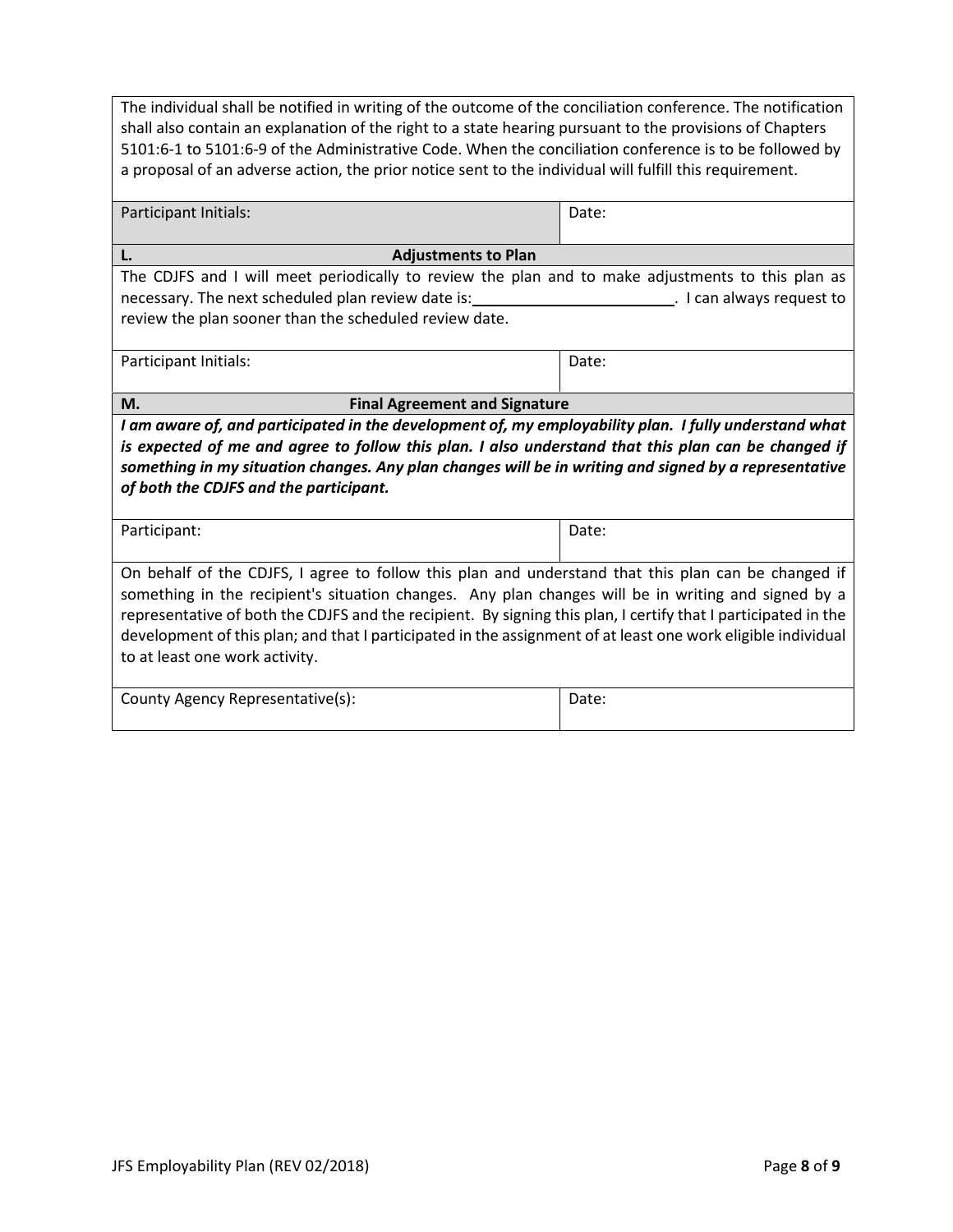The individual shall be notified in writing of the outcome of the conciliation conference. The notification shall also contain an explanation of the right to a state hearing pursuant to the provisions of Chapters 5101:6-1 to 5101:6-9 of the Administrative Code. When the conciliation conference is to be followed by a proposal of an adverse action, the prior notice sent to the individual will fulfill this requirement.

| Participant Initials: | Date: |
|---|---|

**L. Adjustments to Plan**

The CDJFS and I will meet periodically to review the plan and to make adjustments to this plan as necessary. The next scheduled plan review date is:\_\_\_\_\_\_\_\_\_\_\_\_\_\_\_\_\_\_\_\_\_\_\_\_. I can always request to review the plan sooner than the scheduled review date.

| Participant Initials: | Date: |
|---|---|

**M. Final Agreement and Signature**

***I am aware of, and participated in the development of, my employability plan. I fully understand what is expected of me and agree to follow this plan. I also understand that this plan can be changed if something in my situation changes. Any plan changes will be in writing and signed by a representative of both the CDJFS and the participant.***

| Participant: | Date: |
|---|---|

On behalf of the CDJFS, I agree to follow this plan and understand that this plan can be changed if something in the recipient's situation changes. Any plan changes will be in writing and signed by a representative of both the CDJFS and the recipient. By signing this plan, I certify that I participated in the development of this plan; and that I participated in the assignment of at least one work eligible individual to at least one work activity.

| County Agency Representative(s): | Date: |
|---|---|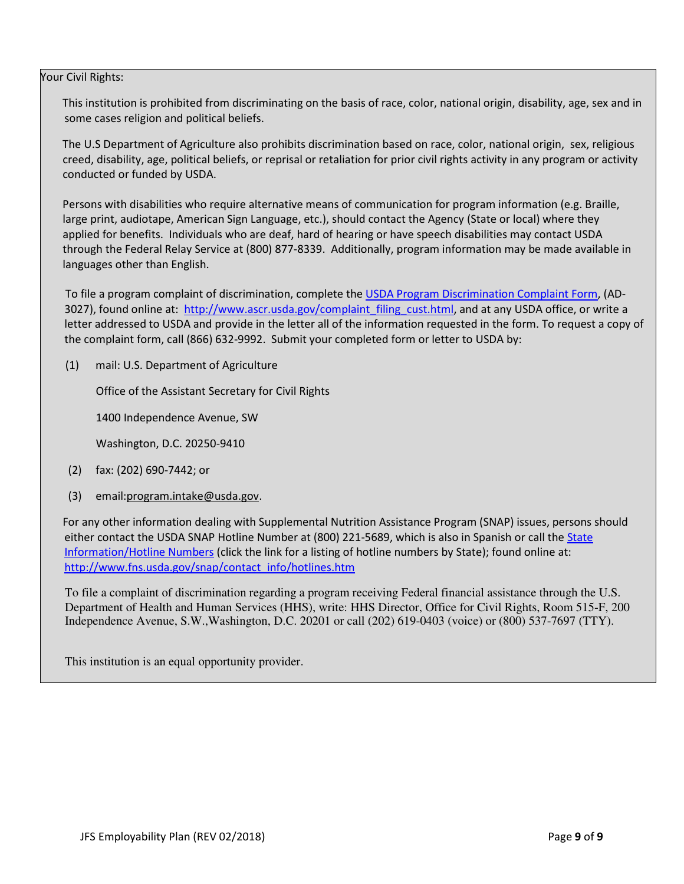Your Civil Rights:

This institution is prohibited from discriminating on the basis of race, color, national origin, disability, age, sex and in some cases religion and political beliefs.

The U.S Department of Agriculture also prohibits discrimination based on race, color, national origin, sex, religious creed, disability, age, political beliefs, or reprisal or retaliation for prior civil rights activity in any program or activity conducted or funded by USDA.

Persons with disabilities who require alternative means of communication for program information (e.g. Braille, large print, audiotape, American Sign Language, etc.), should contact the Agency (State or local) where they applied for benefits. Individuals who are deaf, hard of hearing or have speech disabilities may contact USDA through the Federal Relay Service at (800) 877-8339. Additionally, program information may be made available in languages other than English.

To file a program complaint of discrimination, complete the USDA Program Discrimination Complaint Form, (AD-3027), found online at: http://www.ascr.usda.gov/complaint_filing_cust.html, and at any USDA office, or write a letter addressed to USDA and provide in the letter all of the information requested in the form. To request a copy of the complaint form, call (866) 632-9992. Submit your completed form or letter to USDA by:

(1) mail: U.S. Department of Agriculture

Office of the Assistant Secretary for Civil Rights

1400 Independence Avenue, SW

Washington, D.C. 20250-9410

(2) fax: (202) 690-7442; or

(3) email:program.intake@usda.gov.

For any other information dealing with Supplemental Nutrition Assistance Program (SNAP) issues, persons should either contact the USDA SNAP Hotline Number at (800) 221-5689, which is also in Spanish or call the State Information/Hotline Numbers (click the link for a listing of hotline numbers by State); found online at: http://www.fns.usda.gov/snap/contact_info/hotlines.htm

To file a complaint of discrimination regarding a program receiving Federal financial assistance through the U.S. Department of Health and Human Services (HHS), write: HHS Director, Office for Civil Rights, Room 515-F, 200 Independence Avenue, S.W.,Washington, D.C. 20201 or call (202) 619-0403 (voice) or (800) 537-7697 (TTY).

This institution is an equal opportunity provider.